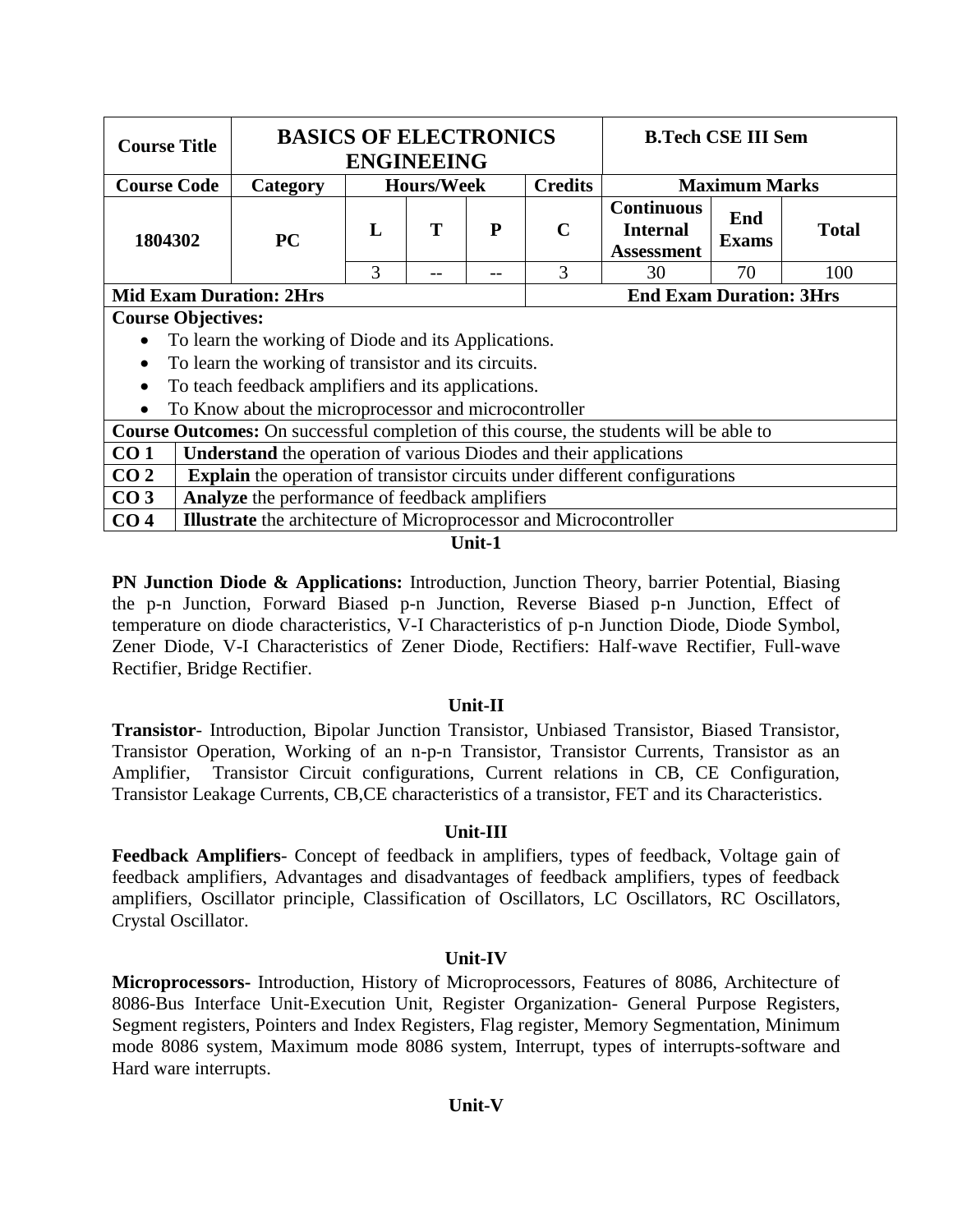| Course Title | BASICS OF ELECTRONICS ENGINEEING | | | | | B.Tech CSE III Sem | | |
|---|---|---|---|---|---|---|---|---|
| **Course Code** | **Category** | **Hours/Week** | | | **Credits** | **Maximum Marks** | | |
| **1804302** | **PC** | **L** | **T** | **P** | **C** | **Continuous Internal Assessment** | **End Exams** | **Total** |
| | | 3 | -- | -- | 3 | 30 | 70 | 100 |
| **Mid Exam Duration: 2Hrs** | | | | | **End Exam Duration: 3Hrs** | | | |

**Course Objectives:**

- To learn the working of Diode and its Applications.
- To learn the working of transistor and its circuits.
- To teach feedback amplifiers and its applications.
- To Know about the microprocessor and microcontroller

**Course Outcomes:** On successful completion of this course, the students will be able to

| | |
|---|---|
| **CO 1** | **Understand** the operation of various Diodes and their applications |
| **CO 2** | **Explain** the operation of transistor circuits under different configurations |
| **CO 3** | **Analyze** the performance of feedback amplifiers |
| **CO 4** | **Illustrate** the architecture of Microprocessor and Microcontroller |

## Unit-1

**PN Junction Diode & Applications:** Introduction, Junction Theory, barrier Potential, Biasing the p-n Junction, Forward Biased p-n Junction, Reverse Biased p-n Junction, Effect of temperature on diode characteristics, V-I Characteristics of p-n Junction Diode, Diode Symbol, Zener Diode, V-I Characteristics of Zener Diode, Rectifiers: Half-wave Rectifier, Full-wave Rectifier, Bridge Rectifier.

## Unit-II

**Transistor**- Introduction, Bipolar Junction Transistor, Unbiased Transistor, Biased Transistor, Transistor Operation, Working of an n-p-n Transistor, Transistor Currents, Transistor as an Amplifier, Transistor Circuit configurations, Current relations in CB, CE Configuration, Transistor Leakage Currents, CB,CE characteristics of a transistor, FET and its Characteristics.

## Unit-III

**Feedback Amplifiers**- Concept of feedback in amplifiers, types of feedback, Voltage gain of feedback amplifiers, Advantages and disadvantages of feedback amplifiers, types of feedback amplifiers, Oscillator principle, Classification of Oscillators, LC Oscillators, RC Oscillators, Crystal Oscillator.

## Unit-IV

**Microprocessors-** Introduction, History of Microprocessors, Features of 8086, Architecture of 8086-Bus Interface Unit-Execution Unit, Register Organization- General Purpose Registers, Segment registers, Pointers and Index Registers, Flag register, Memory Segmentation, Minimum mode 8086 system, Maximum mode 8086 system, Interrupt, types of interrupts-software and Hard ware interrupts.

## Unit-V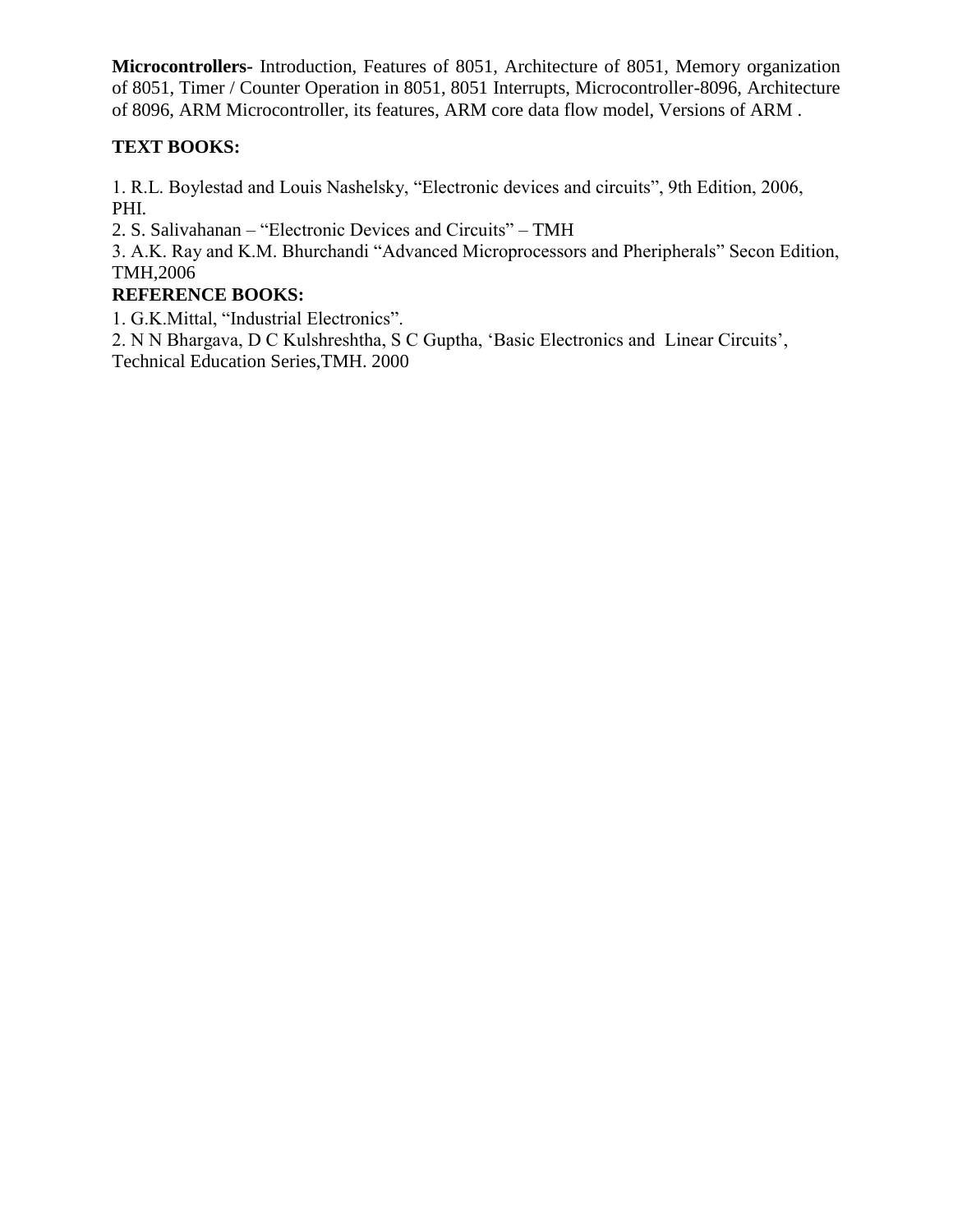**Microcontrollers-** Introduction, Features of 8051, Architecture of 8051, Memory organization of 8051, Timer / Counter Operation in 8051, 8051 Interrupts, Microcontroller-8096, Architecture of 8096, ARM Microcontroller, its features, ARM core data flow model, Versions of ARM .

**TEXT BOOKS:**

1. R.L. Boylestad and Louis Nashelsky, "Electronic devices and circuits", 9th Edition, 2006, PHI.
2. S. Salivahanan – "Electronic Devices and Circuits" – TMH
3. A.K. Ray and K.M. Bhurchandi "Advanced Microprocessors and Pheripherals" Secon Edition, TMH,2006

**REFERENCE BOOKS:**

1. G.K.Mittal, "Industrial Electronics".
2. N N Bhargava, D C Kulshreshtha, S C Guptha, 'Basic Electronics and Linear Circuits', Technical Education Series,TMH. 2000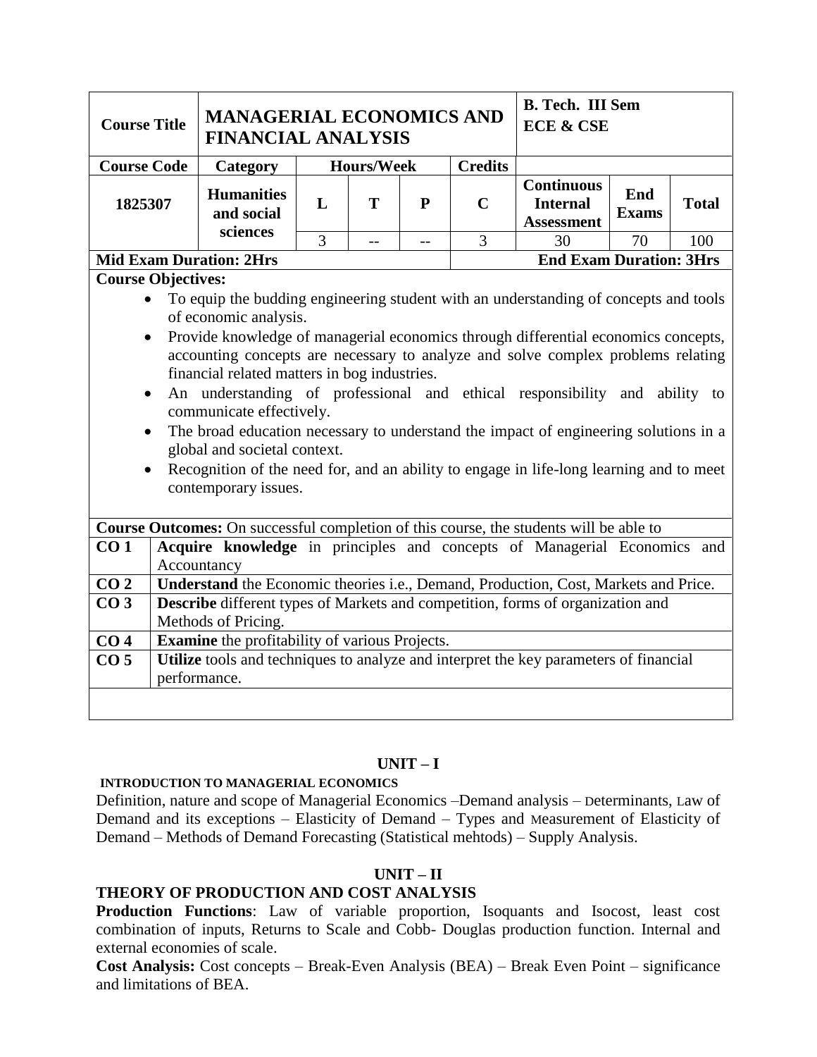| Course Title | MANAGERIAL ECONOMICS AND FINANCIAL ANALYSIS | | | | | B. Tech. III Sem ECE & CSE | | |
|---|---|---|---|---|---|---|---|---|
| Course Code | Category | Hours/Week | | | Credits | | | |
| 1825307 | Humanities and social sciences | L | T | P | C | Continuous Internal Assessment | End Exams | Total |
| | | 3 | -- | -- | 3 | 30 | 70 | 100 |
| Mid Exam Duration: 2Hrs | | | | | End Exam Duration: 3Hrs | | | |

**Course Objectives:**

- To equip the budding engineering student with an understanding of concepts and tools of economic analysis.
- Provide knowledge of managerial economics through differential economics concepts, accounting concepts are necessary to analyze and solve complex problems relating financial related matters in bog industries.
- An understanding of professional and ethical responsibility and ability to communicate effectively.
- The broad education necessary to understand the impact of engineering solutions in a global and societal context.
- Recognition of the need for, and an ability to engage in life-long learning and to meet contemporary issues.

**Course Outcomes:** On successful completion of this course, the students will be able to

| | |
|---|---|
| **CO 1** | **Acquire knowledge** in principles and concepts of Managerial Economics and Accountancy |
| **CO 2** | **Understand** the Economic theories i.e., Demand, Production, Cost, Markets and Price. |
| **CO 3** | **Describe** different types of Markets and competition, forms of organization and Methods of Pricing. |
| **CO 4** | **Examine** the profitability of various Projects. |
| **CO 5** | **Utilize** tools and techniques to analyze and interpret the key parameters of financial performance. |

## UNIT – I

**INTRODUCTION TO MANAGERIAL ECONOMICS**

Definition, nature and scope of Managerial Economics –Demand analysis – Determinants, Law of Demand and its exceptions – Elasticity of Demand – Types and Measurement of Elasticity of Demand – Methods of Demand Forecasting (Statistical mehtods) – Supply Analysis.

## UNIT – II

**THEORY OF PRODUCTION AND COST ANALYSIS**

**Production Functions**: Law of variable proportion, Isoquants and Isocost, least cost combination of inputs, Returns to Scale and Cobb- Douglas production function. Internal and external economies of scale.

**Cost Analysis:** Cost concepts – Break-Even Analysis (BEA) – Break Even Point – significance and limitations of BEA.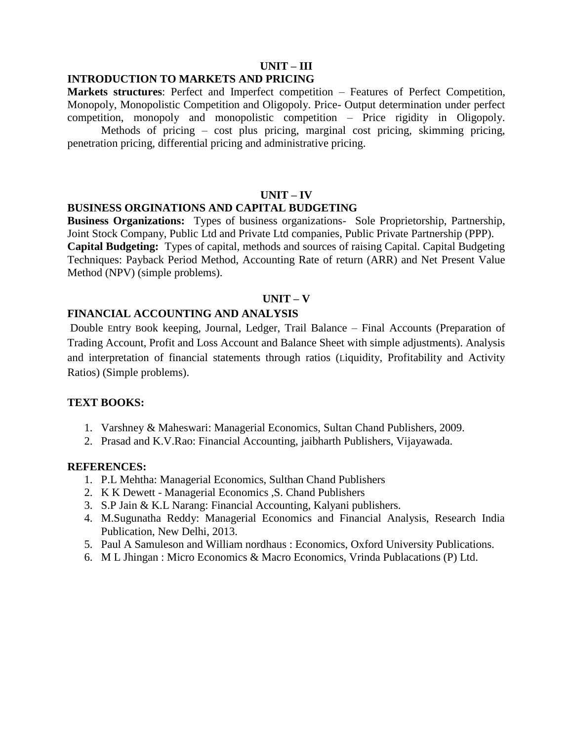## UNIT – III

### INTRODUCTION TO MARKETS AND PRICING

**Markets structures**: Perfect and Imperfect competition – Features of Perfect Competition, Monopoly, Monopolistic Competition and Oligopoly. Price- Output determination under perfect competition, monopoly and monopolistic competition – Price rigidity in Oligopoly.

Methods of pricing – cost plus pricing, marginal cost pricing, skimming pricing, penetration pricing, differential pricing and administrative pricing.

## UNIT – IV

### BUSINESS ORGINATIONS AND CAPITAL BUDGETING

**Business Organizations:** Types of business organizations- Sole Proprietorship, Partnership, Joint Stock Company, Public Ltd and Private Ltd companies, Public Private Partnership (PPP).

**Capital Budgeting:** Types of capital, methods and sources of raising Capital. Capital Budgeting Techniques: Payback Period Method, Accounting Rate of return (ARR) and Net Present Value Method (NPV) (simple problems).

## UNIT – V

### FINANCIAL ACCOUNTING AND ANALYSIS

Double Entry Book keeping, Journal, Ledger, Trail Balance – Final Accounts (Preparation of Trading Account, Profit and Loss Account and Balance Sheet with simple adjustments). Analysis and interpretation of financial statements through ratios (Liquidity, Profitability and Activity Ratios) (Simple problems).

### TEXT BOOKS:

1. Varshney & Maheswari: Managerial Economics, Sultan Chand Publishers, 2009.
2. Prasad and K.V.Rao: Financial Accounting, jaibharth Publishers, Vijayawada.

### REFERENCES:

1. P.L Mehtha: Managerial Economics, Sulthan Chand Publishers
2. K K Dewett - Managerial Economics ,S. Chand Publishers
3. S.P Jain & K.L Narang: Financial Accounting, Kalyani publishers.
4. M.Sugunatha Reddy: Managerial Economics and Financial Analysis, Research India Publication, New Delhi, 2013.
5. Paul A Samuleson and William nordhaus : Economics, Oxford University Publications.
6. M L Jhingan : Micro Economics & Macro Economics, Vrinda Publacations (P) Ltd.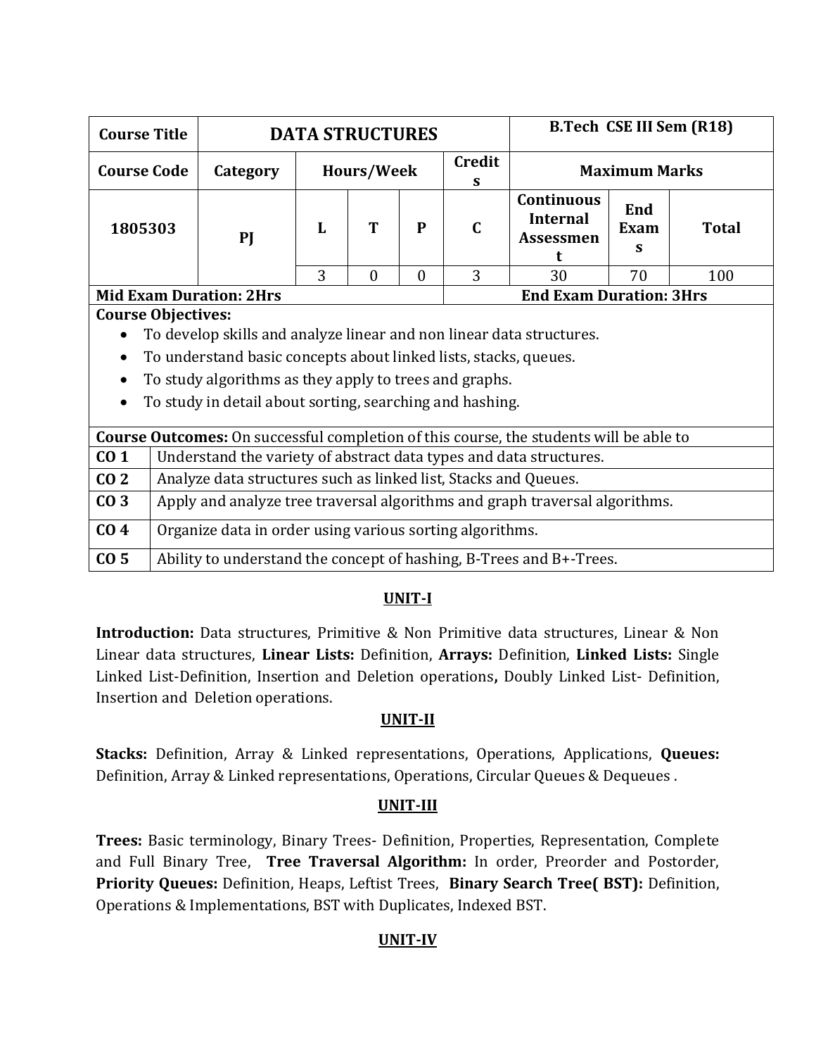| Course Title | DATA STRUCTURES | | | | | B.Tech CSE III Sem (R18) | | |
|---|---|---|---|---|---|---|---|---|
| **Course Code** | **Category** | **Hours/Week** | | | **Credits** | **Maximum Marks** | | |
| **1805303** | **PJ** | **L** | **T** | **P** | **C** | **Continuous Internal Assessment** | **End Exams** | **Total** |
| | | 3 | 0 | 0 | 3 | 30 | 70 | 100 |
| **Mid Exam Duration: 2Hrs** | | | | | | **End Exam Duration: 3Hrs** | | |

**Course Objectives:**

- To develop skills and analyze linear and non linear data structures.
- To understand basic concepts about linked lists, stacks, queues.
- To study algorithms as they apply to trees and graphs.
- To study in detail about sorting, searching and hashing.

**Course Outcomes:** On successful completion of this course, the students will be able to

| | |
|---|---|
| **CO 1** | Understand the variety of abstract data types and data structures. |
| **CO 2** | Analyze data structures such as linked list, Stacks and Queues. |
| **CO 3** | Apply and analyze tree traversal algorithms and graph traversal algorithms. |
| **CO 4** | Organize data in order using various sorting algorithms. |
| **CO 5** | Ability to understand the concept of hashing, B-Trees and B+-Trees. |

## UNIT-I

**Introduction:** Data structures, Primitive & Non Primitive data structures, Linear & Non Linear data structures, **Linear Lists:** Definition, **Arrays:** Definition, **Linked Lists:** Single Linked List-Definition, Insertion and Deletion operations**,** Doubly Linked List- Definition, Insertion and Deletion operations.

## UNIT-II

**Stacks:** Definition, Array & Linked representations, Operations, Applications, **Queues:** Definition, Array & Linked representations, Operations, Circular Queues & Dequeues .

## UNIT-III

**Trees:** Basic terminology, Binary Trees- Definition, Properties, Representation, Complete and Full Binary Tree, **Tree Traversal Algorithm:** In order, Preorder and Postorder, **Priority Queues:** Definition, Heaps, Leftist Trees, **Binary Search Tree( BST):** Definition, Operations & Implementations, BST with Duplicates, Indexed BST.

## UNIT-IV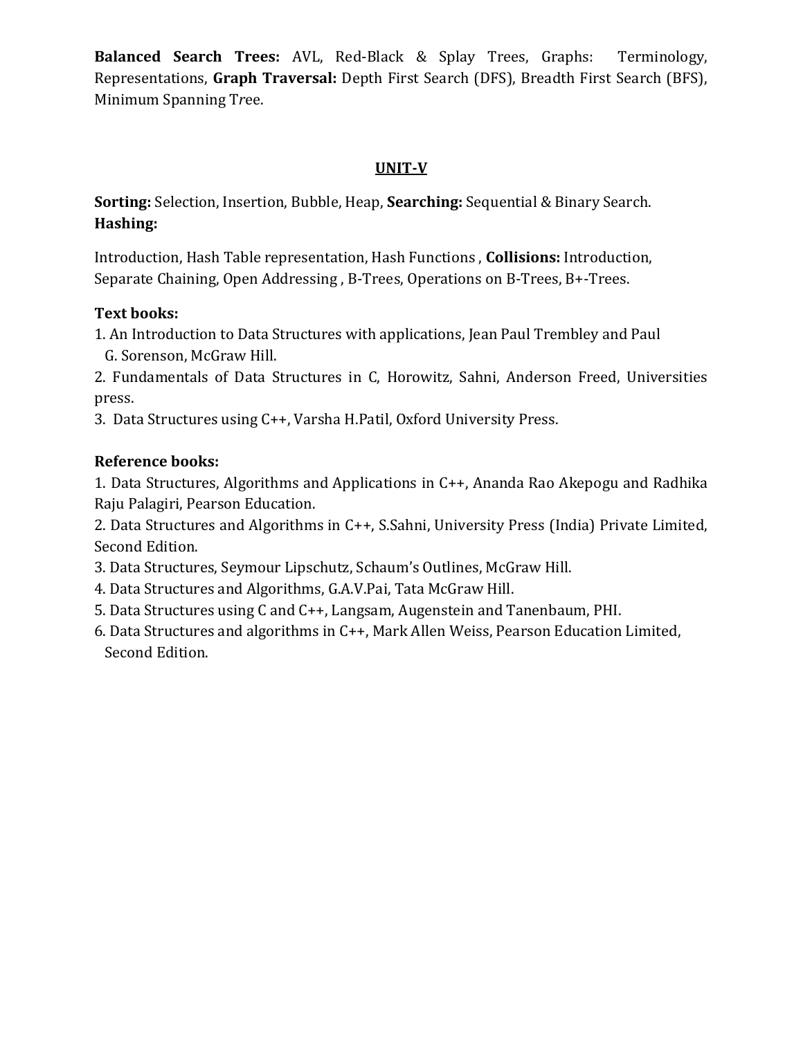**Balanced Search Trees:** AVL, Red-Black & Splay Trees, Graphs: Terminology, Representations, **Graph Traversal:** Depth First Search (DFS), Breadth First Search (BFS), Minimum Spanning Tree.

## UNIT-V

**Sorting:** Selection, Insertion, Bubble, Heap, **Searching:** Sequential & Binary Search.
**Hashing:**

Introduction, Hash Table representation, Hash Functions , **Collisions:** Introduction, Separate Chaining, Open Addressing , B-Trees, Operations on B-Trees, B+-Trees.

**Text books:**

1. An Introduction to Data Structures with applications, Jean Paul Trembley and Paul G. Sorenson, McGraw Hill.
2. Fundamentals of Data Structures in C, Horowitz, Sahni, Anderson Freed, Universities press.
3. Data Structures using C++, Varsha H.Patil, Oxford University Press.

**Reference books:**

1. Data Structures, Algorithms and Applications in C++, Ananda Rao Akepogu and Radhika Raju Palagiri, Pearson Education.
2. Data Structures and Algorithms in C++, S.Sahni, University Press (India) Private Limited, Second Edition.
3. Data Structures, Seymour Lipschutz, Schaum's Outlines, McGraw Hill.
4. Data Structures and Algorithms, G.A.V.Pai, Tata McGraw Hill.
5. Data Structures using C and C++, Langsam, Augenstein and Tanenbaum, PHI.
6. Data Structures and algorithms in C++, Mark Allen Weiss, Pearson Education Limited, Second Edition.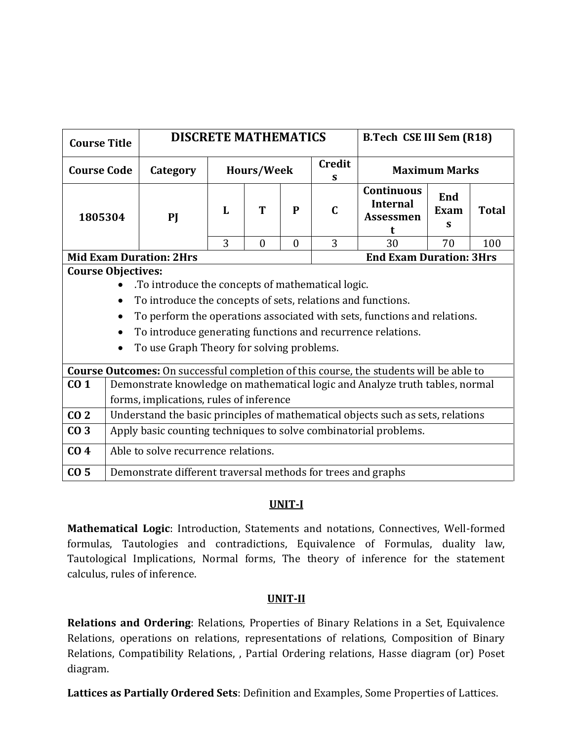| Course Title | DISCRETE MATHEMATICS | | | | | B.Tech CSE III Sem (R18) | | |
|---|---|---|---|---|---|---|---|---|
| **Course Code** | **Category** | **Hours/Week** | | | **Credits** | **Maximum Marks** | | |
| 1805304 | PJ | **L** | **T** | **P** | **C** | **Continuous Internal Assessment** | **End Exams** | **Total** |
| | | 3 | 0 | 0 | 3 | 30 | 70 | 100 |
| **Mid Exam Duration: 2Hrs** | | | | | | **End Exam Duration: 3Hrs** | | |

**Course Objectives:**

- .To introduce the concepts of mathematical logic.
- To introduce the concepts of sets, relations and functions.
- To perform the operations associated with sets, functions and relations.
- To introduce generating functions and recurrence relations.
- To use Graph Theory for solving problems.

**Course Outcomes:** On successful completion of this course, the students will be able to

| | |
|---|---|
| **CO 1** | Demonstrate knowledge on mathematical logic and Analyze truth tables, normal forms, implications, rules of inference |
| **CO 2** | Understand the basic principles of mathematical objects such as sets, relations |
| **CO 3** | Apply basic counting techniques to solve combinatorial problems. |
| **CO 4** | Able to solve recurrence relations. |
| **CO 5** | Demonstrate different traversal methods for trees and graphs |

## UNIT-I

**Mathematical Logic**: Introduction, Statements and notations, Connectives, Well-formed formulas, Tautologies and contradictions, Equivalence of Formulas, duality law, Tautological Implications, Normal forms, The theory of inference for the statement calculus, rules of inference.

## UNIT-II

**Relations and Ordering**: Relations, Properties of Binary Relations in a Set, Equivalence Relations, operations on relations, representations of relations, Composition of Binary Relations, Compatibility Relations, , Partial Ordering relations, Hasse diagram (or) Poset diagram.

**Lattices as Partially Ordered Sets**: Definition and Examples, Some Properties of Lattices.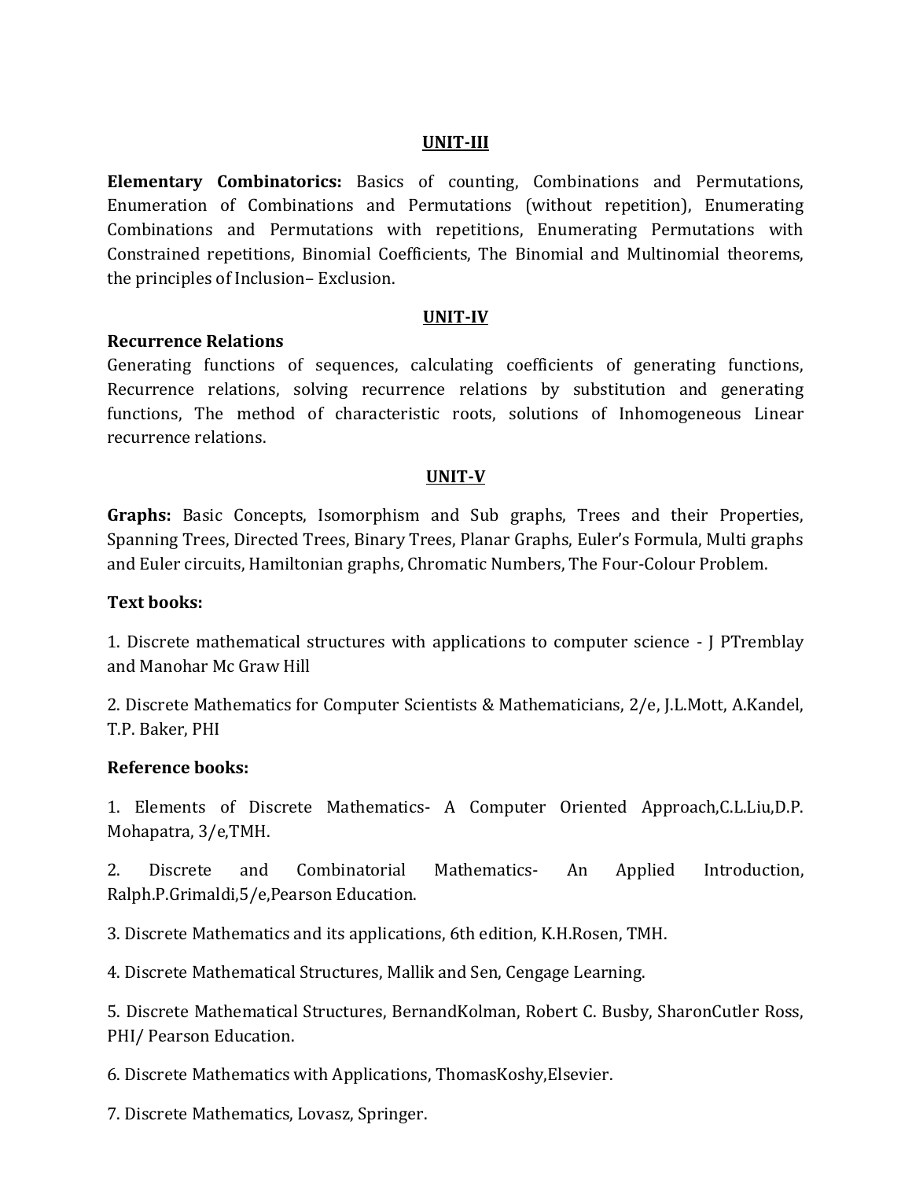## UNIT-III

**Elementary Combinatorics:** Basics of counting, Combinations and Permutations, Enumeration of Combinations and Permutations (without repetition), Enumerating Combinations and Permutations with repetitions, Enumerating Permutations with Constrained repetitions, Binomial Coefficients, The Binomial and Multinomial theorems, the principles of Inclusion– Exclusion.

## UNIT-IV

**Recurrence Relations**

Generating functions of sequences, calculating coefficients of generating functions, Recurrence relations, solving recurrence relations by substitution and generating functions, The method of characteristic roots, solutions of Inhomogeneous Linear recurrence relations.

## UNIT-V

**Graphs:** Basic Concepts, Isomorphism and Sub graphs, Trees and their Properties, Spanning Trees, Directed Trees, Binary Trees, Planar Graphs, Euler's Formula, Multi graphs and Euler circuits, Hamiltonian graphs, Chromatic Numbers, The Four-Colour Problem.

**Text books:**

1. Discrete mathematical structures with applications to computer science - J PTremblay and Manohar Mc Graw Hill

2. Discrete Mathematics for Computer Scientists & Mathematicians, 2/e, J.L.Mott, A.Kandel, T.P. Baker, PHI

**Reference books:**

1. Elements of Discrete Mathematics- A Computer Oriented Approach,C.L.Liu,D.P. Mohapatra, 3/e,TMH.

2. Discrete and Combinatorial Mathematics- An Applied Introduction, Ralph.P.Grimaldi,5/e,Pearson Education.

3. Discrete Mathematics and its applications, 6th edition, K.H.Rosen, TMH.

4. Discrete Mathematical Structures, Mallik and Sen, Cengage Learning.

5. Discrete Mathematical Structures, BernandKolman, Robert C. Busby, SharonCutler Ross, PHI/ Pearson Education.

6. Discrete Mathematics with Applications, ThomasKoshy,Elsevier.

7. Discrete Mathematics, Lovasz, Springer.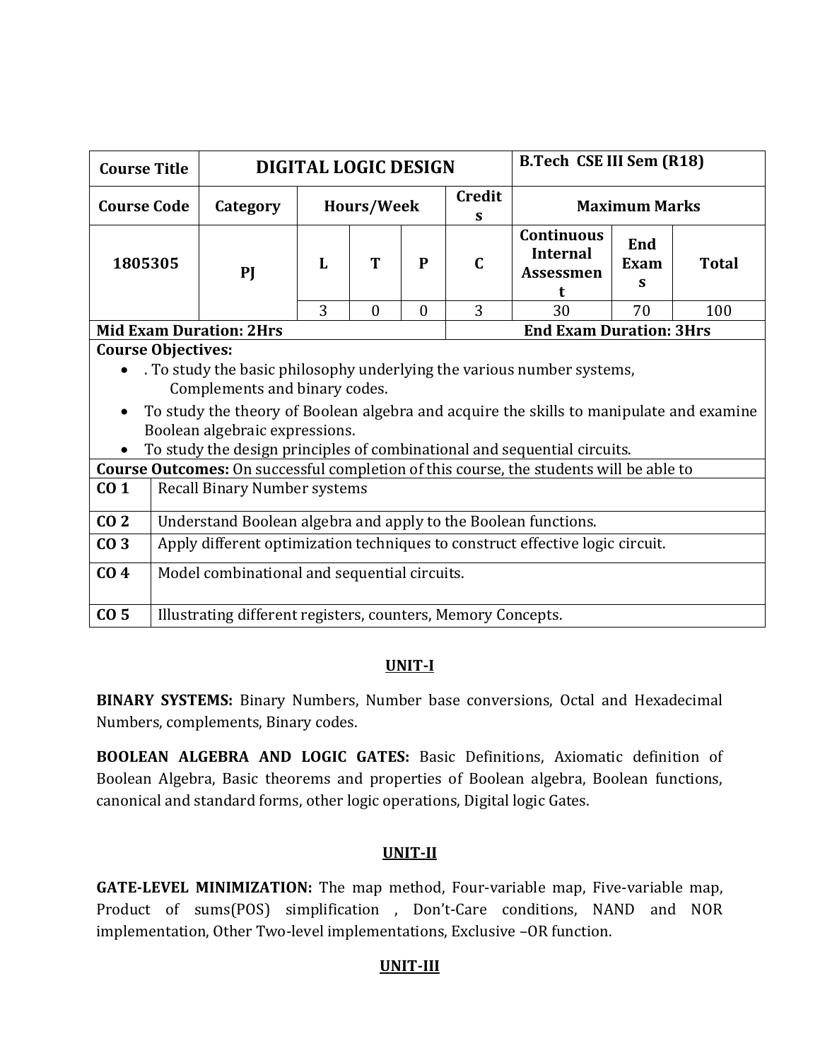| Course Title | DIGITAL LOGIC DESIGN | | | | | B.Tech CSE III Sem (R18) | | |
|---|---|---|---|---|---|---|---|---|
| Course Code | Category | Hours/Week | | | Credits | Maximum Marks | | |
| 1805305 | PJ | L | T | P | C | Continuous Internal Assessment | End Exams | Total |
| | | 3 | 0 | 0 | 3 | 30 | 70 | 100 |
| Mid Exam Duration: 2Hrs | | | | | | End Exam Duration: 3Hrs | | |

**Course Objectives:**

- . To study the basic philosophy underlying the various number systems, Complements and binary codes.
- To study the theory of Boolean algebra and acquire the skills to manipulate and examine Boolean algebraic expressions.
- To study the design principles of combinational and sequential circuits.

**Course Outcomes:** On successful completion of this course, the students will be able to

| | |
|---|---|
| **CO 1** | Recall Binary Number systems |
| **CO 2** | Understand Boolean algebra and apply to the Boolean functions. |
| **CO 3** | Apply different optimization techniques to construct effective logic circuit. |
| **CO 4** | Model combinational and sequential circuits. |
| **CO 5** | Illustrating different registers, counters, Memory Concepts. |

## UNIT-I

**BINARY SYSTEMS:** Binary Numbers, Number base conversions, Octal and Hexadecimal Numbers, complements, Binary codes.

**BOOLEAN ALGEBRA AND LOGIC GATES:** Basic Definitions, Axiomatic definition of Boolean Algebra, Basic theorems and properties of Boolean algebra, Boolean functions, canonical and standard forms, other logic operations, Digital logic Gates.

## UNIT-II

**GATE-LEVEL MINIMIZATION:** The map method, Four-variable map, Five-variable map, Product of sums(POS) simplification , Don't-Care conditions, NAND and NOR implementation, Other Two-level implementations, Exclusive –OR function.

## UNIT-III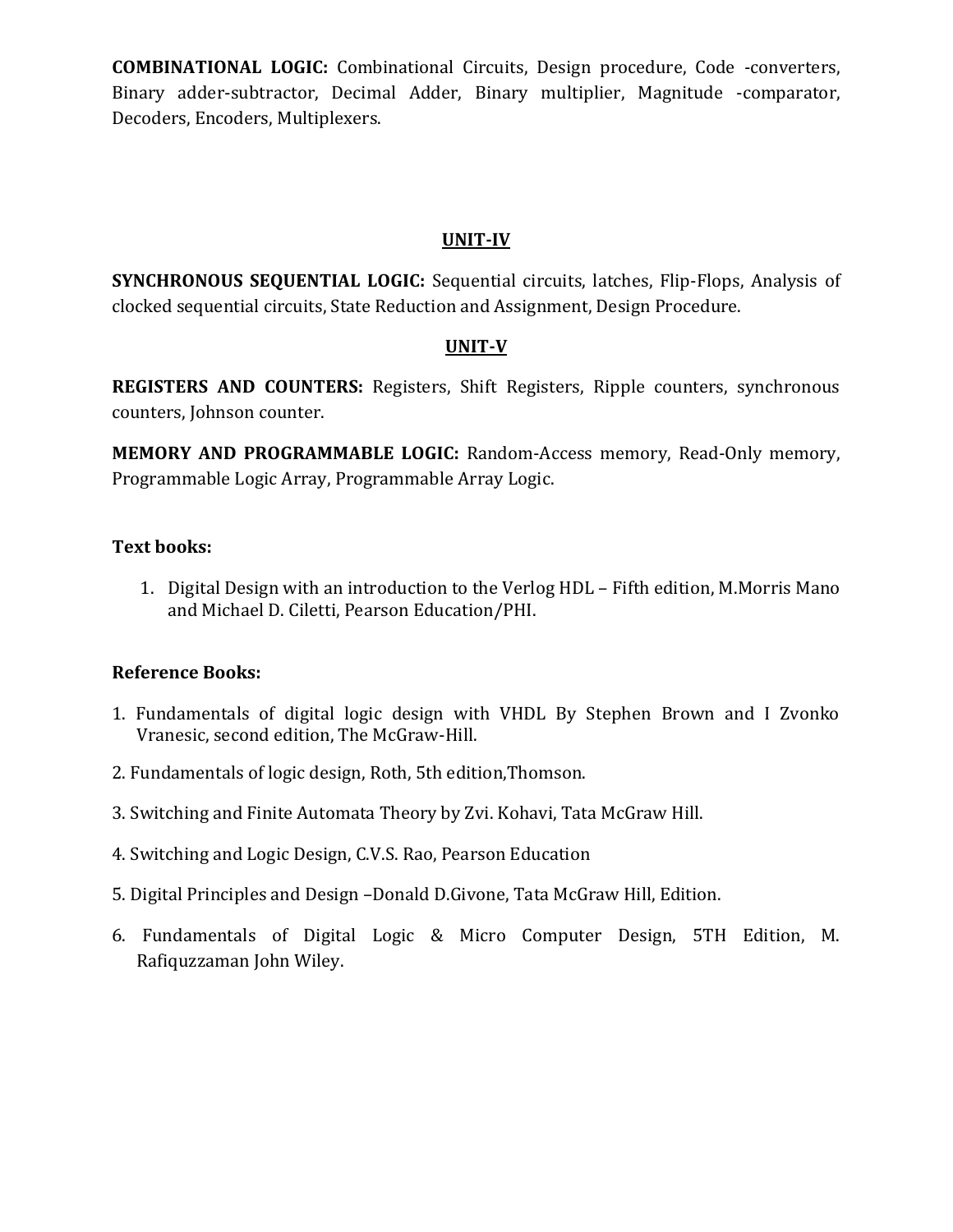**COMBINATIONAL LOGIC:** Combinational Circuits, Design procedure, Code -converters, Binary adder-subtractor, Decimal Adder, Binary multiplier, Magnitude -comparator, Decoders, Encoders, Multiplexers.

## UNIT-IV

**SYNCHRONOUS SEQUENTIAL LOGIC:** Sequential circuits, latches, Flip-Flops, Analysis of clocked sequential circuits, State Reduction and Assignment, Design Procedure.

## UNIT-V

**REGISTERS AND COUNTERS:** Registers, Shift Registers, Ripple counters, synchronous counters, Johnson counter.

**MEMORY AND PROGRAMMABLE LOGIC:** Random-Access memory, Read-Only memory, Programmable Logic Array, Programmable Array Logic.

**Text books:**

1. Digital Design with an introduction to the Verlog HDL – Fifth edition, M.Morris Mano and Michael D. Ciletti, Pearson Education/PHI.

**Reference Books:**

1. Fundamentals of digital logic design with VHDL By Stephen Brown and I Zvonko Vranesic, second edition, The McGraw-Hill.
2. Fundamentals of logic design, Roth, 5th edition,Thomson.
3. Switching and Finite Automata Theory by Zvi. Kohavi, Tata McGraw Hill.
4. Switching and Logic Design, C.V.S. Rao, Pearson Education
5. Digital Principles and Design –Donald D.Givone, Tata McGraw Hill, Edition.
6. Fundamentals of Digital Logic & Micro Computer Design, 5TH Edition, M. Rafiquzzaman John Wiley.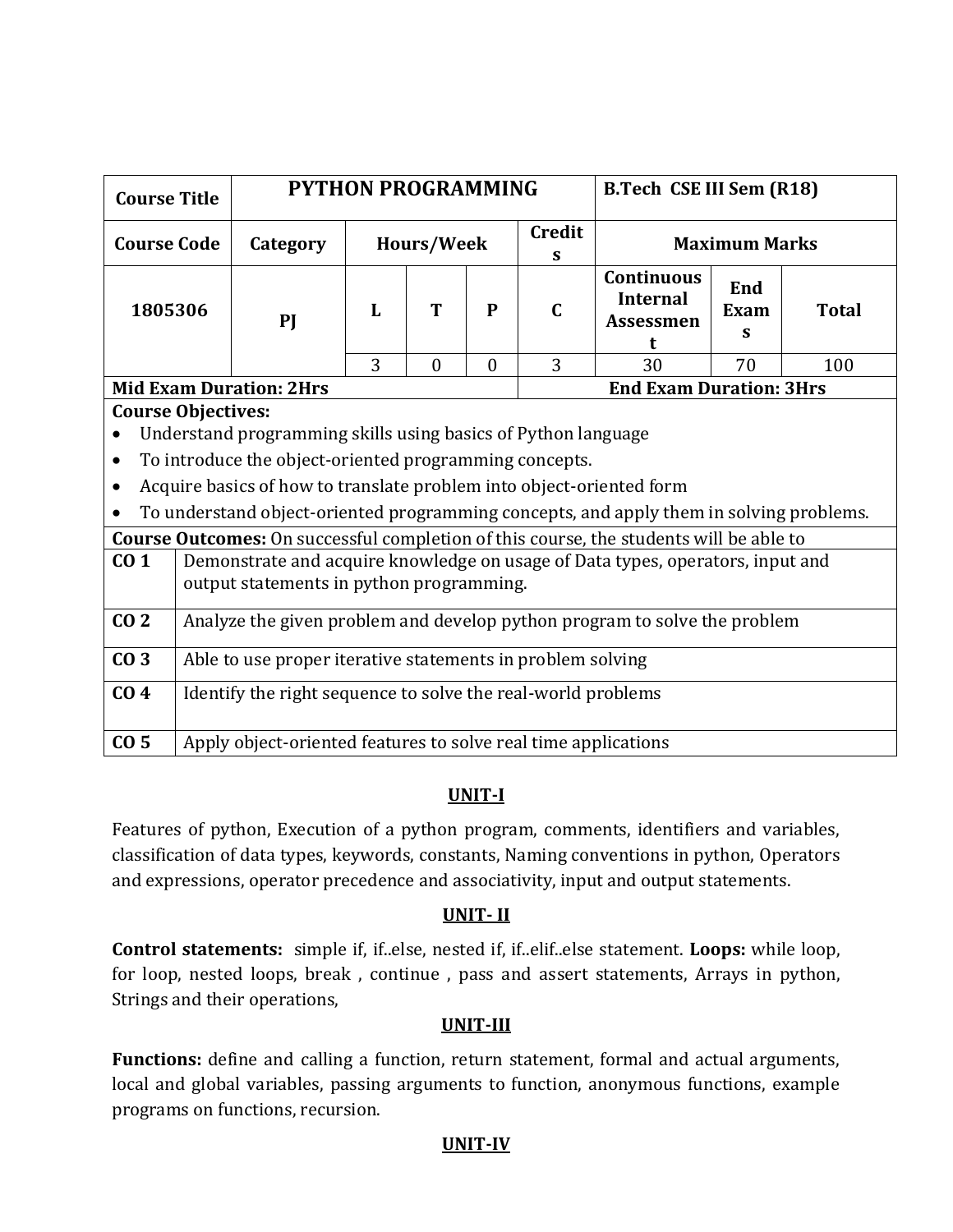| Course Title | PYTHON PROGRAMMING | | | | | B.Tech CSE III Sem (R18) | | |
|---|---|---|---|---|---|---|---|---|
| Course Code | Category | Hours/Week | | | Credits | Maximum Marks | | |
| 1805306 | PJ | L | T | P | C | Continuous Internal Assessment | End Exams | Total |
| | | 3 | 0 | 0 | 3 | 30 | 70 | 100 |
| Mid Exam Duration: 2Hrs | | | | | End Exam Duration: 3Hrs | | | |

**Course Objectives:**

- Understand programming skills using basics of Python language
- To introduce the object-oriented programming concepts.
- Acquire basics of how to translate problem into object-oriented form
- To understand object-oriented programming concepts, and apply them in solving problems.

**Course Outcomes:** On successful completion of this course, the students will be able to

| | |
|---|---|
| **CO 1** | Demonstrate and acquire knowledge on usage of Data types, operators, input and output statements in python programming. |
| **CO 2** | Analyze the given problem and develop python program to solve the problem |
| **CO 3** | Able to use proper iterative statements in problem solving |
| **CO 4** | Identify the right sequence to solve the real-world problems |
| **CO 5** | Apply object-oriented features to solve real time applications |

## UNIT-I

Features of python, Execution of a python program, comments, identifiers and variables, classification of data types, keywords, constants, Naming conventions in python, Operators and expressions, operator precedence and associativity, input and output statements.

## UNIT- II

**Control statements:** simple if, if..else, nested if, if..elif..else statement. **Loops:** while loop, for loop, nested loops, break , continue , pass and assert statements, Arrays in python, Strings and their operations,

## UNIT-III

**Functions:** define and calling a function, return statement, formal and actual arguments, local and global variables, passing arguments to function, anonymous functions, example programs on functions, recursion.

## UNIT-IV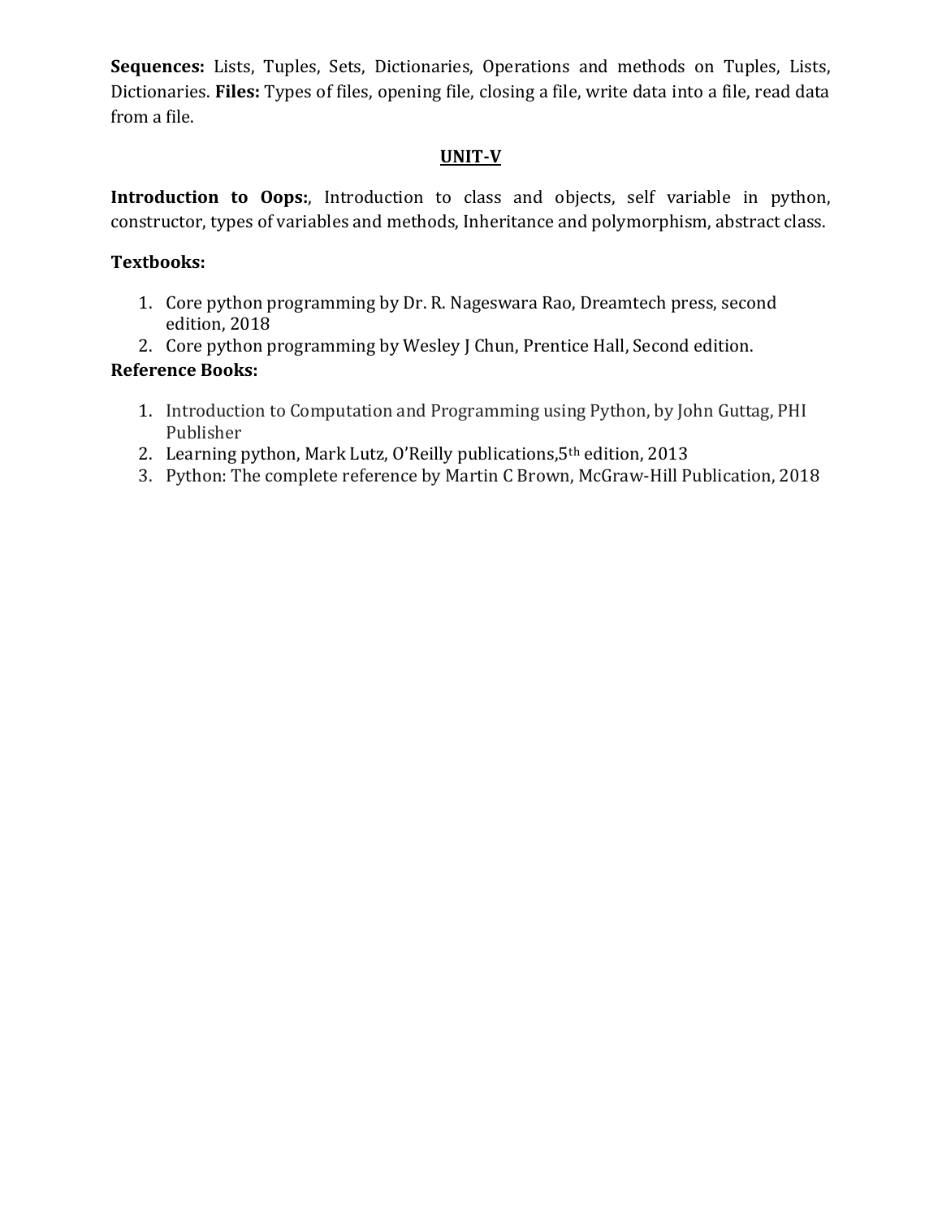**Sequences:** Lists, Tuples, Sets, Dictionaries, Operations and methods on Tuples, Lists, Dictionaries. **Files:** Types of files, opening file, closing a file, write data into a file, read data from a file.

## UNIT-V

**Introduction to Oops:**, Introduction to class and objects, self variable in python, constructor, types of variables and methods, Inheritance and polymorphism, abstract class.

**Textbooks:**

1. Core python programming by Dr. R. Nageswara Rao, Dreamtech press, second edition, 2018
2. Core python programming by Wesley J Chun, Prentice Hall, Second edition.

**Reference Books:**

1. Introduction to Computation and Programming using Python, by John Guttag, PHI Publisher
2. Learning python, Mark Lutz, O'Reilly publications,5th edition, 2013
3. Python: The complete reference by Martin C Brown, McGraw-Hill Publication, 2018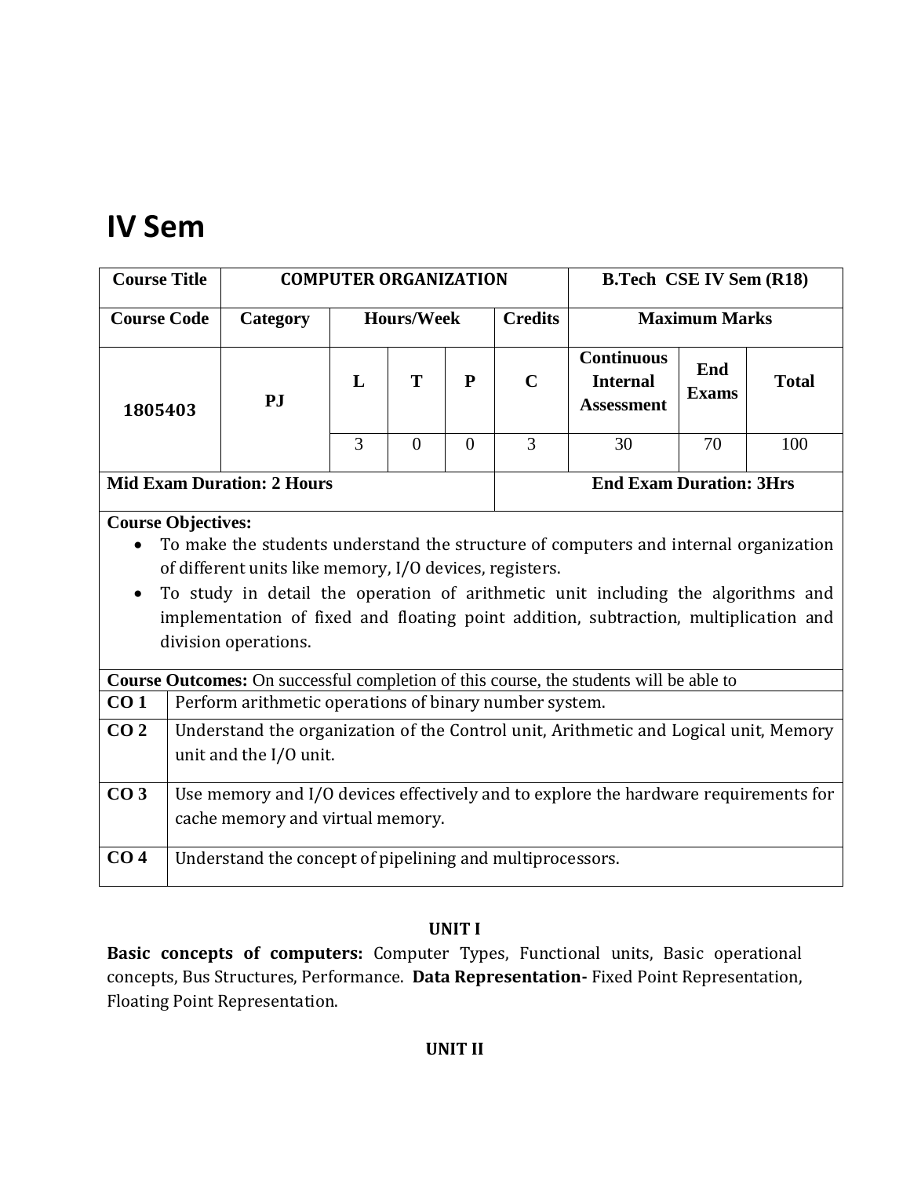# IV Sem

| Course Title | COMPUTER ORGANIZATION | | | | B.Tech CSE IV Sem (R18) | | |
|---|---|---|---|---|---|---|---|
| **Course Code** | **Category** | **Hours/Week** | | | **Credits** | **Maximum Marks** | | |
| 1805403 | PJ | L | T | P | C | Continuous Internal Assessment | End Exams | Total |
| | | 3 | 0 | 0 | 3 | 30 | 70 | 100 |
| **Mid Exam Duration: 2 Hours** | | | | | **End Exam Duration: 3Hrs** | | | |

**Course Objectives:**

- To make the students understand the structure of computers and internal organization of different units like memory, I/O devices, registers.
- To study in detail the operation of arithmetic unit including the algorithms and implementation of fixed and floating point addition, subtraction, multiplication and division operations.

**Course Outcomes:** On successful completion of this course, the students will be able to

| | |
|---|---|
| **CO 1** | Perform arithmetic operations of binary number system. |
| **CO 2** | Understand the organization of the Control unit, Arithmetic and Logical unit, Memory unit and the I/O unit. |
| **CO 3** | Use memory and I/O devices effectively and to explore the hardware requirements for cache memory and virtual memory. |
| **CO 4** | Understand the concept of pipelining and multiprocessors. |

**UNIT I**

**Basic concepts of computers:** Computer Types, Functional units, Basic operational concepts, Bus Structures, Performance. **Data Representation-** Fixed Point Representation, Floating Point Representation.

**UNIT II**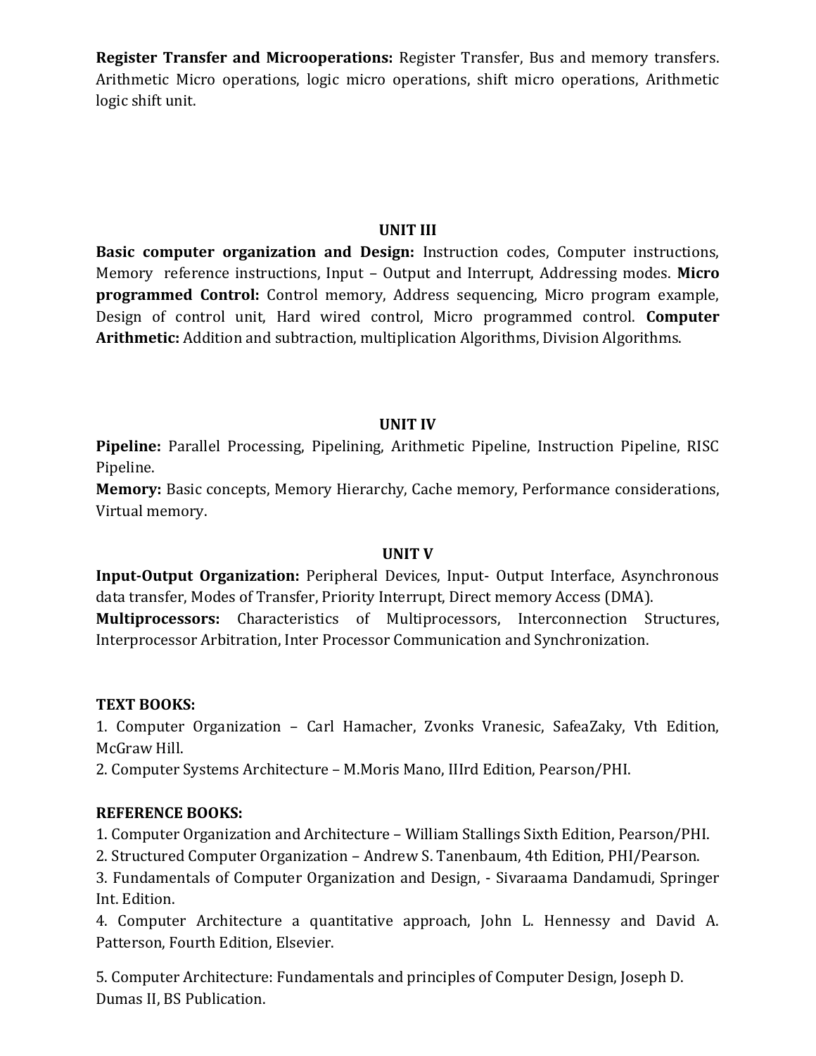**Register Transfer and Microoperations:** Register Transfer, Bus and memory transfers. Arithmetic Micro operations, logic micro operations, shift micro operations, Arithmetic logic shift unit.

## UNIT III

**Basic computer organization and Design:** Instruction codes, Computer instructions, Memory reference instructions, Input – Output and Interrupt, Addressing modes. **Micro programmed Control:** Control memory, Address sequencing, Micro program example, Design of control unit, Hard wired control, Micro programmed control. **Computer Arithmetic:** Addition and subtraction, multiplication Algorithms, Division Algorithms.

## UNIT IV

**Pipeline:** Parallel Processing, Pipelining, Arithmetic Pipeline, Instruction Pipeline, RISC Pipeline.

**Memory:** Basic concepts, Memory Hierarchy, Cache memory, Performance considerations, Virtual memory.

## UNIT V

**Input-Output Organization:** Peripheral Devices, Input- Output Interface, Asynchronous data transfer, Modes of Transfer, Priority Interrupt, Direct memory Access (DMA).

**Multiprocessors:** Characteristics of Multiprocessors, Interconnection Structures, Interprocessor Arbitration, Inter Processor Communication and Synchronization.

**TEXT BOOKS:**

1. Computer Organization – Carl Hamacher, Zvonks Vranesic, SafeaZaky, Vth Edition, McGraw Hill.
2. Computer Systems Architecture – M.Moris Mano, IIIrd Edition, Pearson/PHI.

**REFERENCE BOOKS:**

1. Computer Organization and Architecture – William Stallings Sixth Edition, Pearson/PHI.
2. Structured Computer Organization – Andrew S. Tanenbaum, 4th Edition, PHI/Pearson.
3. Fundamentals of Computer Organization and Design, - Sivaraama Dandamudi, Springer Int. Edition.
4. Computer Architecture a quantitative approach, John L. Hennessy and David A. Patterson, Fourth Edition, Elsevier.
5. Computer Architecture: Fundamentals and principles of Computer Design, Joseph D. Dumas II, BS Publication.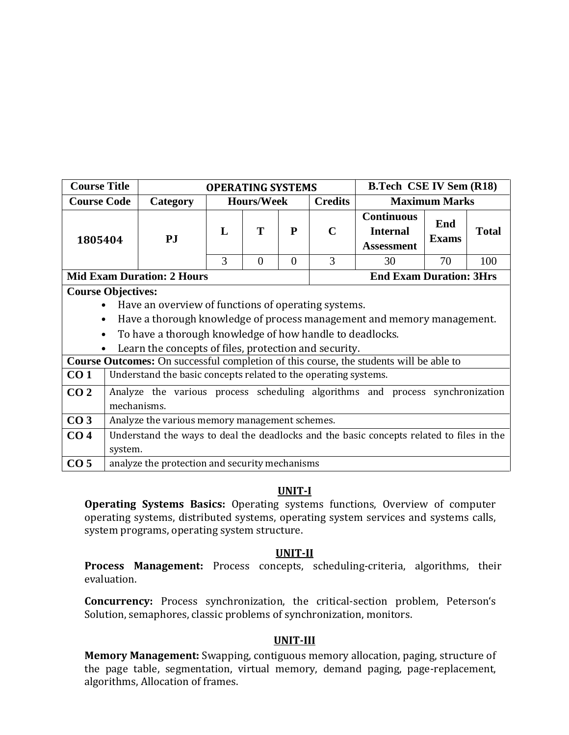| Course Title | OPERATING SYSTEMS | | | | | B.Tech CSE IV Sem (R18) | | |
|---|---|---|---|---|---|---|---|---|
| Course Code | Category | Hours/Week | | | Credits | Maximum Marks | | |
| 1805404 | PJ | L | T | P | C | Continuous Internal Assessment | End Exams | Total |
| | | 3 | 0 | 0 | 3 | 30 | 70 | 100 |
| Mid Exam Duration: 2 Hours | | | | | End Exam Duration: 3Hrs | | | |

**Course Objectives:**

- Have an overview of functions of operating systems.
- Have a thorough knowledge of process management and memory management.
- To have a thorough knowledge of how handle to deadlocks.
- Learn the concepts of files, protection and security.

**Course Outcomes:** On successful completion of this course, the students will be able to

| | |
|---|---|
| CO 1 | Understand the basic concepts related to the operating systems. |
| CO 2 | Analyze the various process scheduling algorithms and process synchronization mechanisms. |
| CO 3 | Analyze the various memory management schemes. |
| CO 4 | Understand the ways to deal the deadlocks and the basic concepts related to files in the system. |
| CO 5 | analyze the protection and security mechanisms |

## UNIT-I

**Operating Systems Basics:** Operating systems functions, Overview of computer operating systems, distributed systems, operating system services and systems calls, system programs, operating system structure.

## UNIT-II

**Process Management:** Process concepts, scheduling-criteria, algorithms, their evaluation.

**Concurrency:** Process synchronization, the critical-section problem, Peterson's Solution, semaphores, classic problems of synchronization, monitors.

## UNIT-III

**Memory Management:** Swapping, contiguous memory allocation, paging, structure of the page table, segmentation, virtual memory, demand paging, page-replacement, algorithms, Allocation of frames.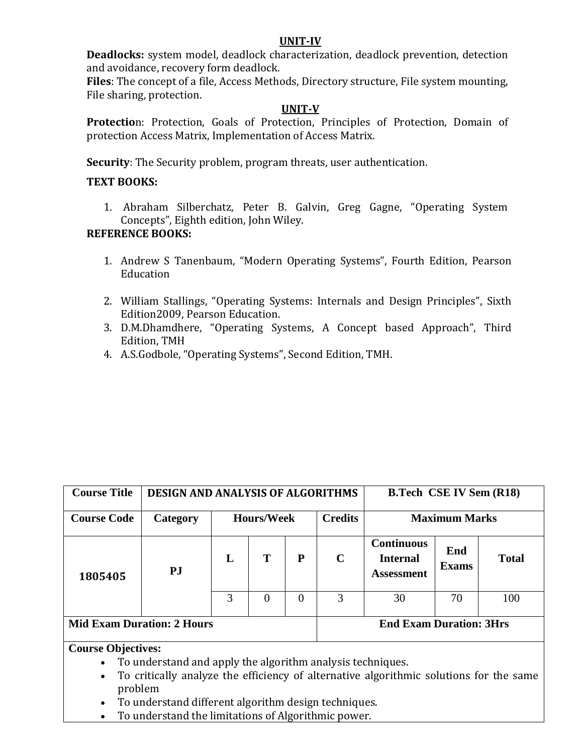## UNIT-IV

**Deadlocks:** system model, deadlock characterization, deadlock prevention, detection and avoidance, recovery form deadlock.

**Files**: The concept of a file, Access Methods, Directory structure, File system mounting, File sharing, protection.

## UNIT-V

**Protection**: Protection, Goals of Protection, Principles of Protection, Domain of protection Access Matrix, Implementation of Access Matrix.

**Security**: The Security problem, program threats, user authentication.

**TEXT BOOKS:**

1. Abraham Silberchatz, Peter B. Galvin, Greg Gagne, "Operating System Concepts", Eighth edition, John Wiley.

**REFERENCE BOOKS:**

1. Andrew S Tanenbaum, "Modern Operating Systems", Fourth Edition, Pearson Education
2. William Stallings, "Operating Systems: Internals and Design Principles", Sixth Edition2009, Pearson Education.
3. D.M.Dhamdhere, "Operating Systems, A Concept based Approach", Third Edition, TMH
4. A.S.Godbole, "Operating Systems", Second Edition, TMH.

| Course Title | DESIGN AND ANALYSIS OF ALGORITHMS | | | | | B.Tech CSE IV Sem (R18) | | |
|---|---|---|---|---|---|---|---|---|
| Course Code | Category | Hours/Week | | | Credits | Maximum Marks | | |
| 1805405 | PJ | L | T | P | C | Continuous Internal Assessment | End Exams | Total |
| | | 3 | 0 | 0 | 3 | 30 | 70 | 100 |
| Mid Exam Duration: 2 Hours | | | | | End Exam Duration: 3Hrs | | | |

**Course Objectives:**

- To understand and apply the algorithm analysis techniques.
- To critically analyze the efficiency of alternative algorithmic solutions for the same problem
- To understand different algorithm design techniques.
- To understand the limitations of Algorithmic power.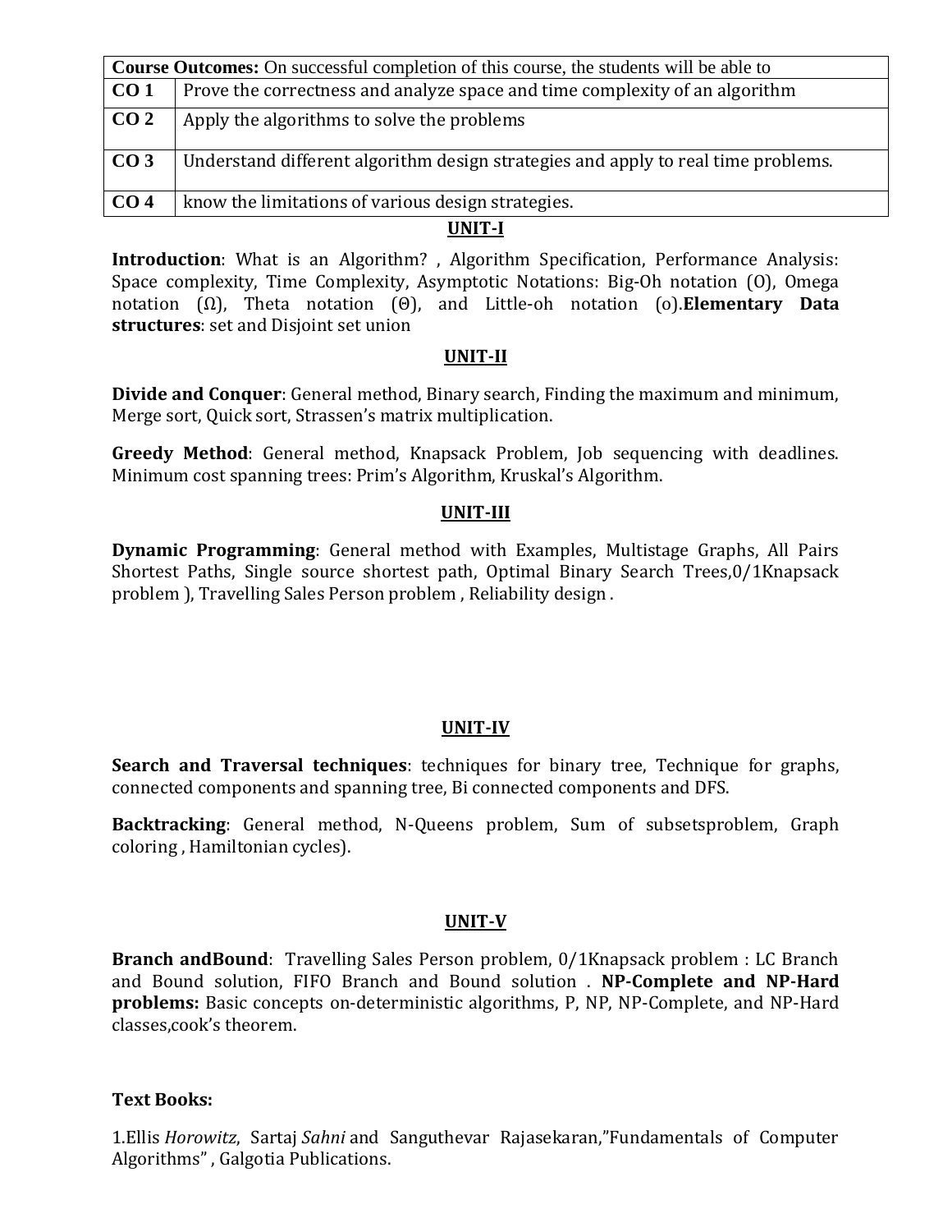| **Course Outcomes:** On successful completion of this course, the students will be able to | |
|---|---|
| **CO 1** | Prove the correctness and analyze space and time complexity of an algorithm |
| **CO 2** | Apply the algorithms to solve the problems |
| **CO 3** | Understand different algorithm design strategies and apply to real time problems. |
| **CO 4** | know the limitations of various design strategies. |

## UNIT-I

**Introduction**: What is an Algorithm? , Algorithm Specification, Performance Analysis: Space complexity, Time Complexity, Asymptotic Notations: Big-Oh notation (O), Omega notation (Ω), Theta notation (Θ), and Little-oh notation (o).**Elementary Data structures**: set and Disjoint set union

## UNIT-II

**Divide and Conquer**: General method, Binary search, Finding the maximum and minimum, Merge sort, Quick sort, Strassen's matrix multiplication.

**Greedy Method**: General method, Knapsack Problem, Job sequencing with deadlines. Minimum cost spanning trees: Prim's Algorithm, Kruskal's Algorithm.

## UNIT-III

**Dynamic Programming**: General method with Examples, Multistage Graphs, All Pairs Shortest Paths, Single source shortest path, Optimal Binary Search Trees,0/1Knapsack problem ), Travelling Sales Person problem , Reliability design .

## UNIT-IV

**Search and Traversal techniques**: techniques for binary tree, Technique for graphs, connected components and spanning tree, Bi connected components and DFS.

**Backtracking**: General method, N-Queens problem, Sum of subsetsproblem, Graph coloring , Hamiltonian cycles).

## UNIT-V

**Branch andBound**: Travelling Sales Person problem, 0/1Knapsack problem : LC Branch and Bound solution, FIFO Branch and Bound solution . **NP-Complete and NP-Hard problems:** Basic concepts on-deterministic algorithms, P, NP, NP-Complete, and NP-Hard classes,cook's theorem.

**Text Books:**

1.Ellis *Horowitz*, Sartaj *Sahni* and Sanguthevar Rajasekaran,"Fundamentals of Computer Algorithms" , Galgotia Publications.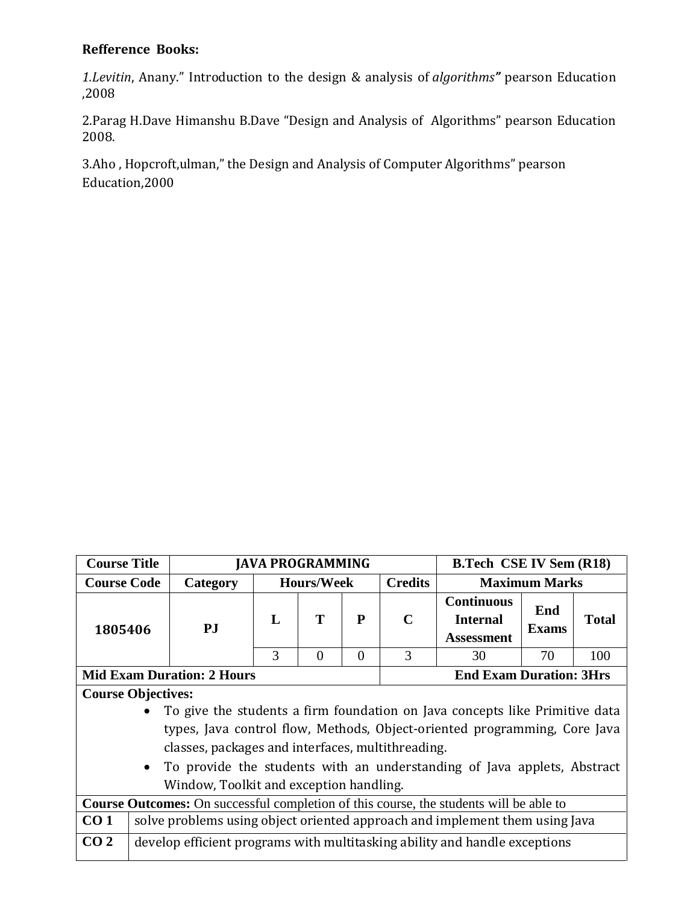**Refference Books:**

*1.Levitin*, Anany." Introduction to the design & analysis of *algorithms"* pearson Education ,2008

2.Parag H.Dave Himanshu B.Dave "Design and Analysis of Algorithms" pearson Education 2008.

3.Aho , Hopcroft,ulman," the Design and Analysis of Computer Algorithms" pearson Education,2000

| **Course Title** | **JAVA PROGRAMMING** | | | | | **B.Tech CSE IV Sem (R18)** | | |
|---|---|---|---|---|---|---|---|---|
| **Course Code** | **Category** | **Hours/Week** | | | **Credits** | **Maximum Marks** | | |
| **1805406** | **PJ** | **L** | **T** | **P** | **C** | **Continuous Internal Assessment** | **End Exams** | **Total** |
| | | 3 | 0 | 0 | 3 | 30 | 70 | 100 |
| **Mid Exam Duration: 2 Hours** | | | | | **End Exam Duration: 3Hrs** | | | |

**Course Objectives:**

- To give the students a firm foundation on Java concepts like Primitive data types, Java control flow, Methods, Object-oriented programming, Core Java classes, packages and interfaces, multithreading.
- To provide the students with an understanding of Java applets, Abstract Window, Toolkit and exception handling.

**Course Outcomes:** On successful completion of this course, the students will be able to

| | |
|---|---|
| **CO 1** | solve problems using object oriented approach and implement them using Java |
| **CO 2** | develop efficient programs with multitasking ability and handle exceptions |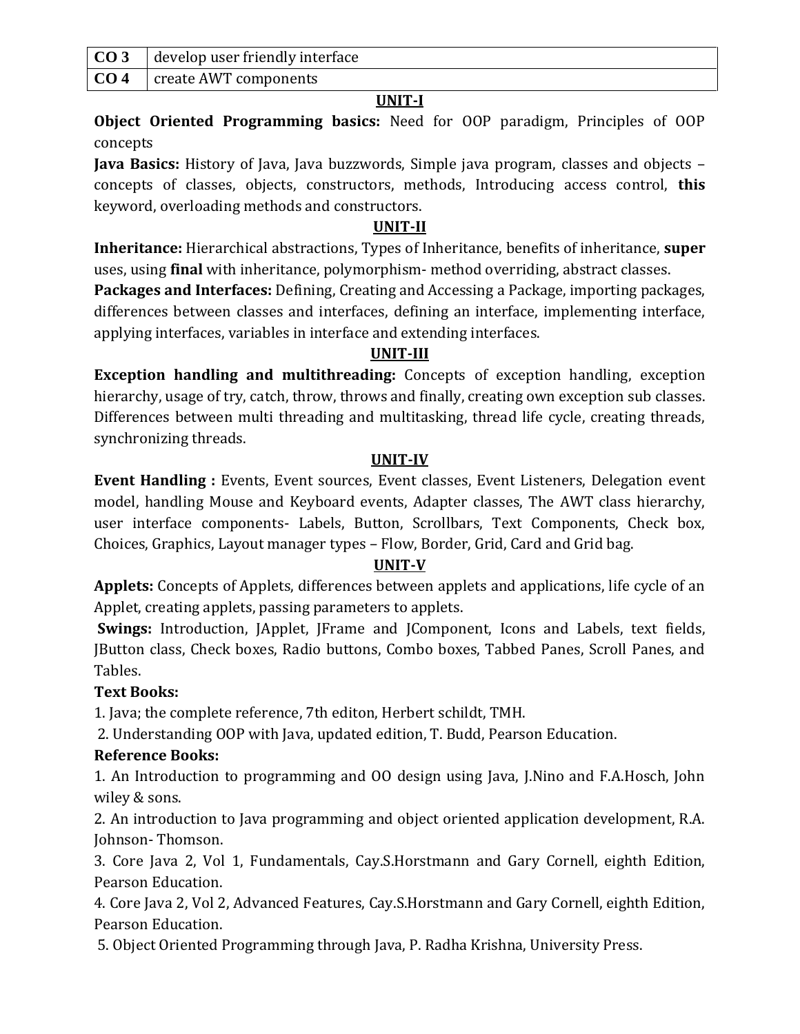| CO 3 | develop user friendly interface |
|---|---|
| CO 4 | create AWT components |

## UNIT-I

**Object Oriented Programming basics:** Need for OOP paradigm, Principles of OOP concepts

**Java Basics:** History of Java, Java buzzwords, Simple java program, classes and objects – concepts of classes, objects, constructors, methods, Introducing access control, **this** keyword, overloading methods and constructors.

## UNIT-II

**Inheritance:** Hierarchical abstractions, Types of Inheritance, benefits of inheritance, **super** uses, using **final** with inheritance, polymorphism- method overriding, abstract classes.

**Packages and Interfaces:** Defining, Creating and Accessing a Package, importing packages, differences between classes and interfaces, defining an interface, implementing interface, applying interfaces, variables in interface and extending interfaces.

## UNIT-III

**Exception handling and multithreading:** Concepts of exception handling, exception hierarchy, usage of try, catch, throw, throws and finally, creating own exception sub classes. Differences between multi threading and multitasking, thread life cycle, creating threads, synchronizing threads.

## UNIT-IV

**Event Handling :** Events, Event sources, Event classes, Event Listeners, Delegation event model, handling Mouse and Keyboard events, Adapter classes, The AWT class hierarchy, user interface components- Labels, Button, Scrollbars, Text Components, Check box, Choices, Graphics, Layout manager types – Flow, Border, Grid, Card and Grid bag.

## UNIT-V

**Applets:** Concepts of Applets, differences between applets and applications, life cycle of an Applet, creating applets, passing parameters to applets.

**Swings:** Introduction, JApplet, JFrame and JComponent, Icons and Labels, text fields, JButton class, Check boxes, Radio buttons, Combo boxes, Tabbed Panes, Scroll Panes, and Tables.

**Text Books:**

1. Java; the complete reference, 7th editon, Herbert schildt, TMH.
2. Understanding OOP with Java, updated edition, T. Budd, Pearson Education.

**Reference Books:**

1. An Introduction to programming and OO design using Java, J.Nino and F.A.Hosch, John wiley & sons.
2. An introduction to Java programming and object oriented application development, R.A. Johnson- Thomson.
3. Core Java 2, Vol 1, Fundamentals, Cay.S.Horstmann and Gary Cornell, eighth Edition, Pearson Education.
4. Core Java 2, Vol 2, Advanced Features, Cay.S.Horstmann and Gary Cornell, eighth Edition, Pearson Education.
5. Object Oriented Programming through Java, P. Radha Krishna, University Press.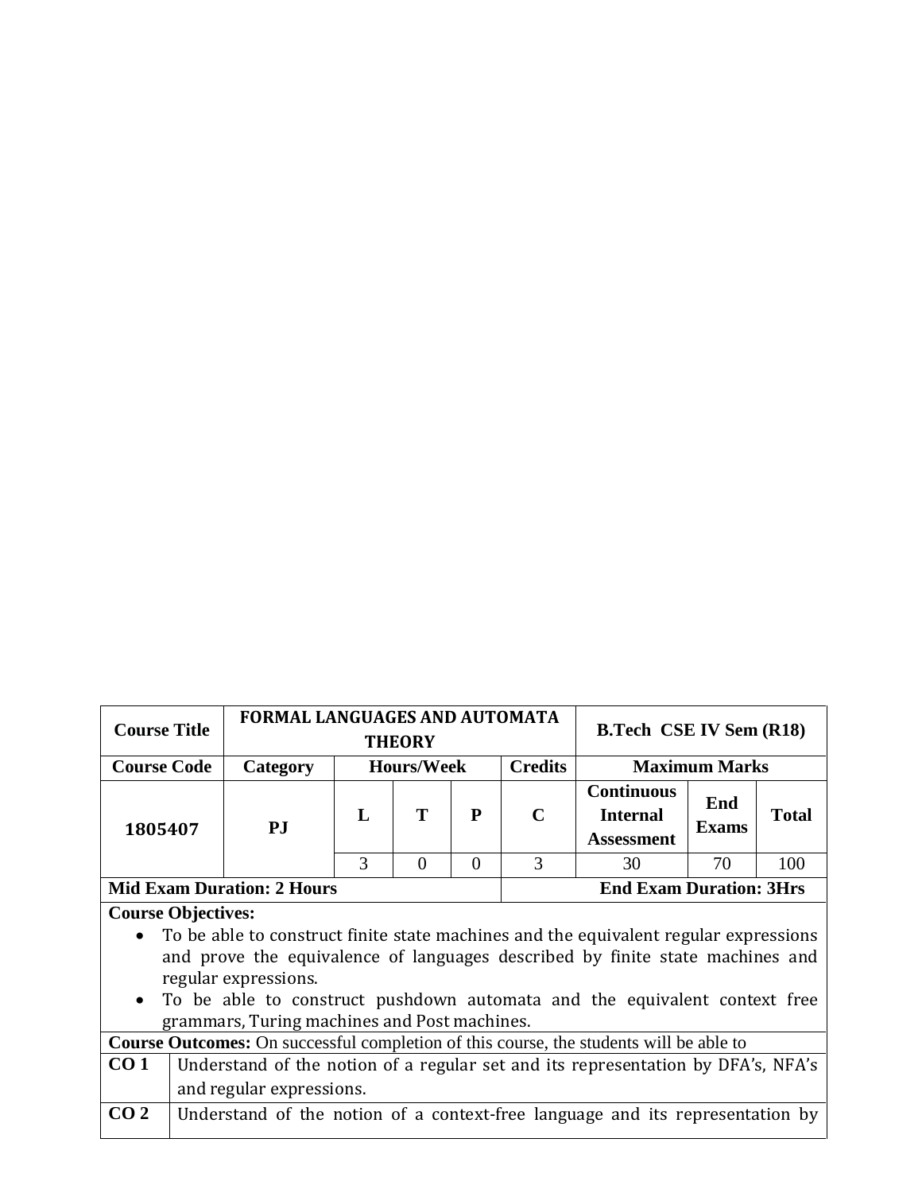| Course Title | FORMAL LANGUAGES AND AUTOMATA THEORY | | | | | B.Tech CSE IV Sem (R18) | | |
|---|---|---|---|---|---|---|---|---|
| Course Code | Category | Hours/Week | | | Credits | Maximum Marks | | |
| 1805407 | PJ | L | T | P | C | Continuous Internal Assessment | End Exams | Total |
| | | 3 | 0 | 0 | 3 | 30 | 70 | 100 |
| Mid Exam Duration: 2 Hours | | | | | End Exam Duration: 3Hrs | | | |

**Course Objectives:**

- To be able to construct finite state machines and the equivalent regular expressions and prove the equivalence of languages described by finite state machines and regular expressions.
- To be able to construct pushdown automata and the equivalent context free grammars, Turing machines and Post machines.

**Course Outcomes:** On successful completion of this course, the students will be able to

| | |
|---|---|
| **CO 1** | Understand of the notion of a regular set and its representation by DFA's, NFA's and regular expressions. |
| **CO 2** | Understand of the notion of a context-free language and its representation by |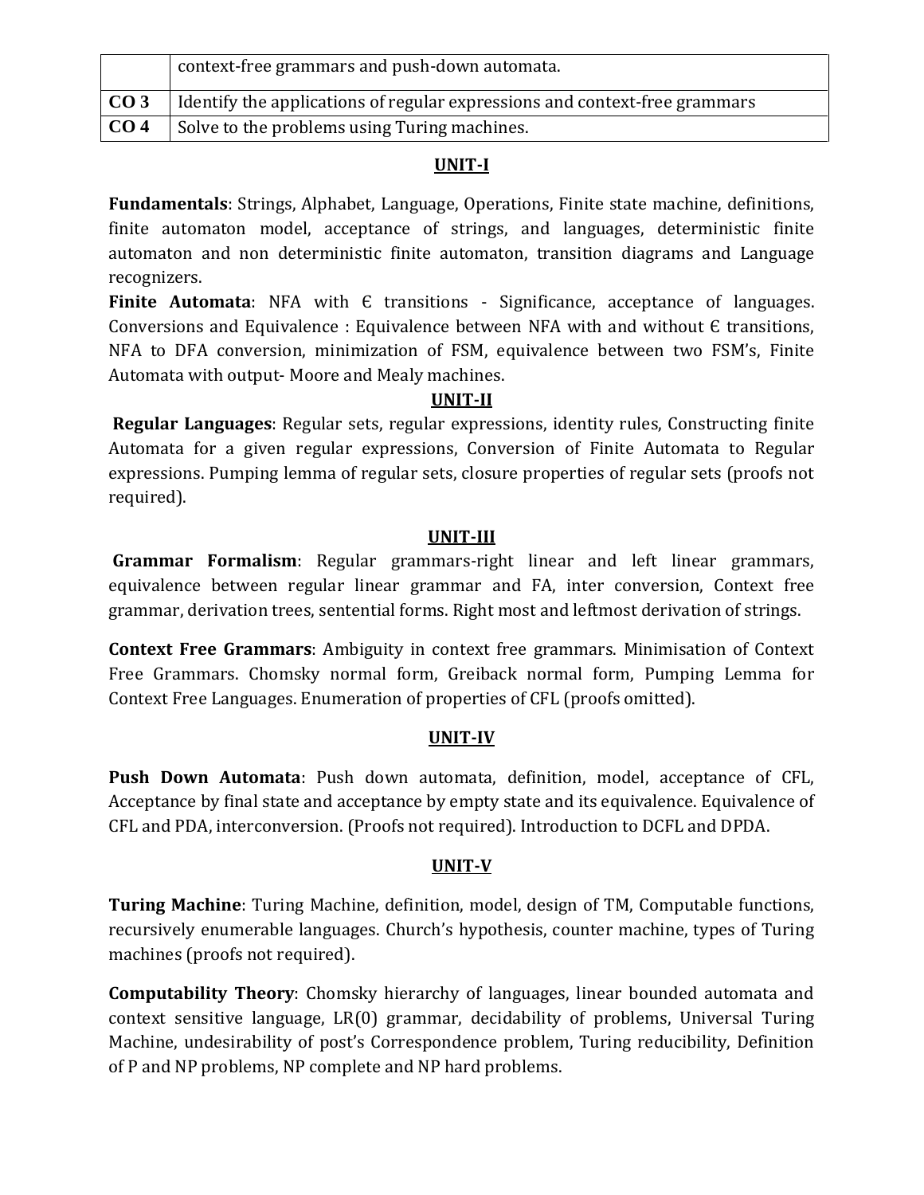|  | context-free grammars and push-down automata. |
|---|---|
| **CO 3** | Identify the applications of regular expressions and context-free grammars |
| **CO 4** | Solve to the problems using Turing machines. |

## UNIT-I

**Fundamentals**: Strings, Alphabet, Language, Operations, Finite state machine, definitions, finite automaton model, acceptance of strings, and languages, deterministic finite automaton and non deterministic finite automaton, transition diagrams and Language recognizers.

**Finite Automata**: NFA with Є transitions - Significance, acceptance of languages. Conversions and Equivalence : Equivalence between NFA with and without Є transitions, NFA to DFA conversion, minimization of FSM, equivalence between two FSM's, Finite Automata with output- Moore and Mealy machines.

## UNIT-II

**Regular Languages**: Regular sets, regular expressions, identity rules, Constructing finite Automata for a given regular expressions, Conversion of Finite Automata to Regular expressions. Pumping lemma of regular sets, closure properties of regular sets (proofs not required).

## UNIT-III

**Grammar Formalism**: Regular grammars-right linear and left linear grammars, equivalence between regular linear grammar and FA, inter conversion, Context free grammar, derivation trees, sentential forms. Right most and leftmost derivation of strings.

**Context Free Grammars**: Ambiguity in context free grammars. Minimisation of Context Free Grammars. Chomsky normal form, Greiback normal form, Pumping Lemma for Context Free Languages. Enumeration of properties of CFL (proofs omitted).

## UNIT-IV

**Push Down Automata**: Push down automata, definition, model, acceptance of CFL, Acceptance by final state and acceptance by empty state and its equivalence. Equivalence of CFL and PDA, interconversion. (Proofs not required). Introduction to DCFL and DPDA.

## UNIT-V

**Turing Machine**: Turing Machine, definition, model, design of TM, Computable functions, recursively enumerable languages. Church's hypothesis, counter machine, types of Turing machines (proofs not required).

**Computability Theory**: Chomsky hierarchy of languages, linear bounded automata and context sensitive language, LR(0) grammar, decidability of problems, Universal Turing Machine, undesirability of post's Correspondence problem, Turing reducibility, Definition of P and NP problems, NP complete and NP hard problems.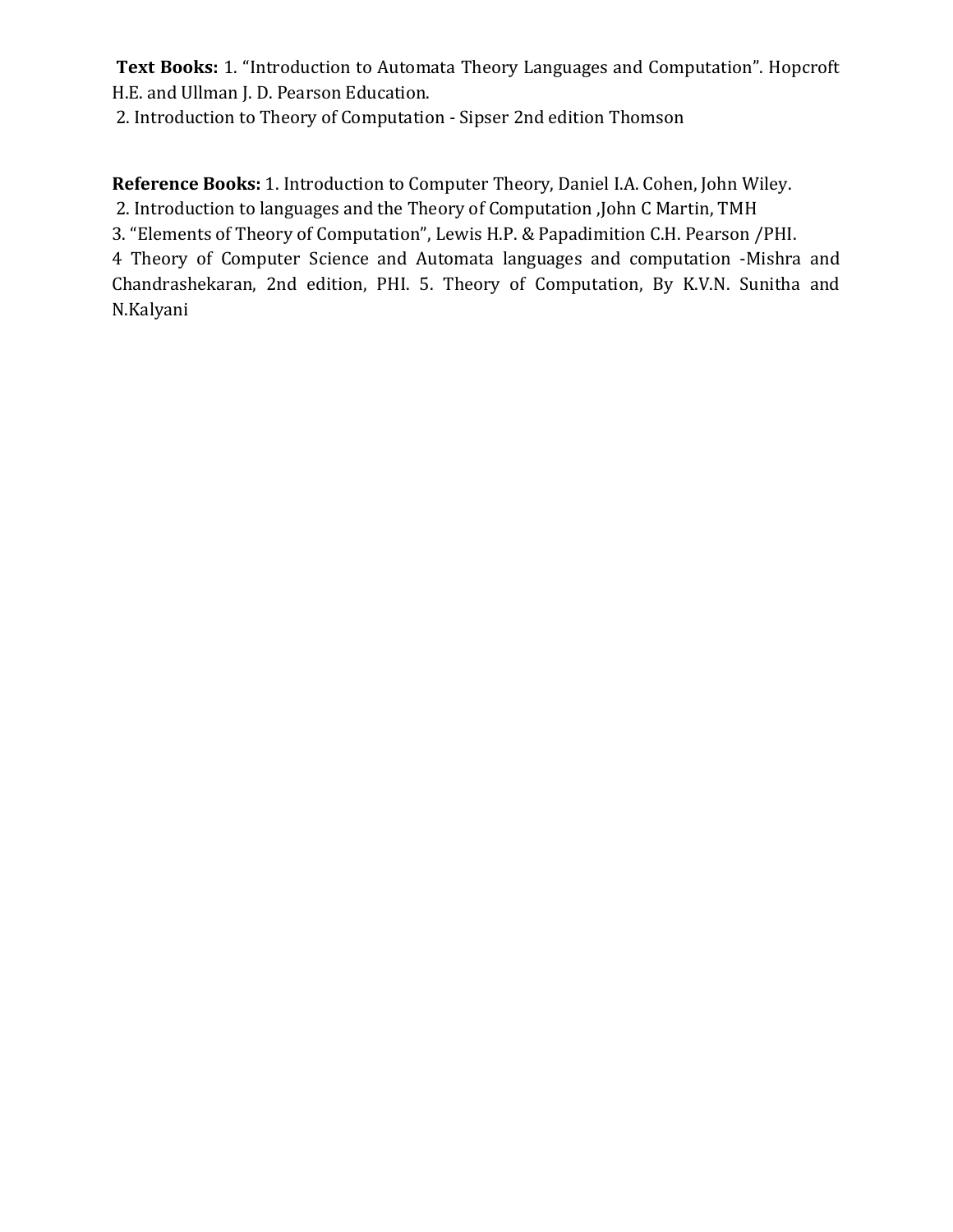**Text Books:** 1. "Introduction to Automata Theory Languages and Computation". Hopcroft H.E. and Ullman J. D. Pearson Education.
2. Introduction to Theory of Computation - Sipser 2nd edition Thomson

**Reference Books:** 1. Introduction to Computer Theory, Daniel I.A. Cohen, John Wiley.
2. Introduction to languages and the Theory of Computation ,John C Martin, TMH
3. "Elements of Theory of Computation", Lewis H.P. & Papadimition C.H. Pearson /PHI.
4 Theory of Computer Science and Automata languages and computation -Mishra and Chandrashekaran, 2nd edition, PHI. 5. Theory of Computation, By K.V.N. Sunitha and N.Kalyani